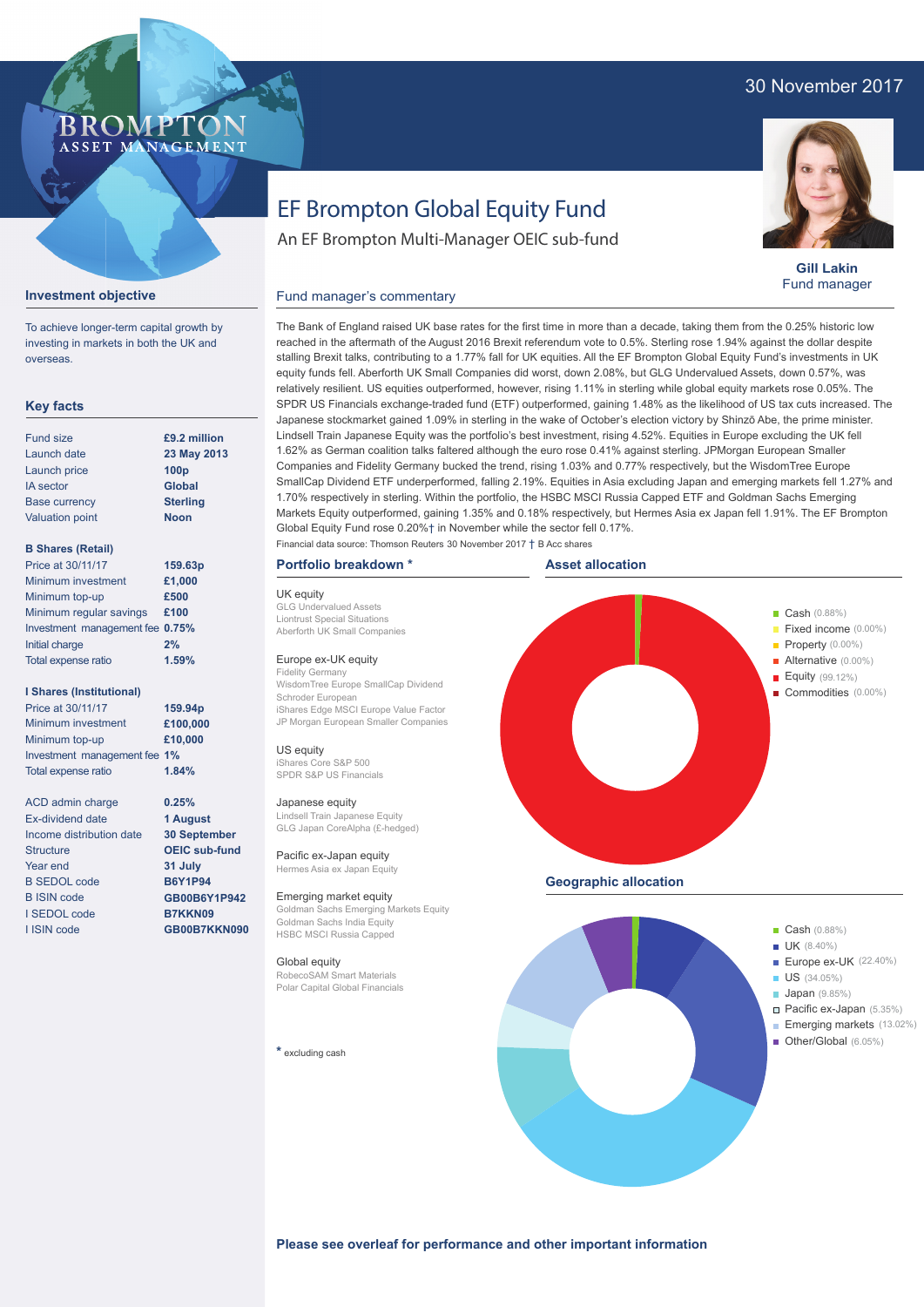30 November 2017

BROMPTON ASSET MANAGEMENT

# EF Brompton Global Equity Fund

An EF Brompton Multi-Manager OEIC sub-fund

**Gill Lakin**
Fund manager

## Investment objective

To achieve longer-term capital growth by investing in markets in both the UK and overseas.

## Key facts

| | |
|---|---|
| Fund size | **£9.2 million** |
| Launch date | **23 May 2013** |
| Launch price | **100p** |
| IA sector | **Global** |
| Base currency | **Sterling** |
| Valuation point | **Noon** |

**B Shares (Retail)**

| | |
|---|---|
| Price at 30/11/17 | **159.63p** |
| Minimum investment | **£1,000** |
| Minimum top-up | **£500** |
| Minimum regular savings | **£100** |
| Investment management fee | **0.75%** |
| Initial charge | **2%** |
| Total expense ratio | **1.59%** |

**I Shares (Institutional)**

| | |
|---|---|
| Price at 30/11/17 | **159.94p** |
| Minimum investment | **£100,000** |
| Minimum top-up | **£10,000** |
| Investment management fee | **1%** |
| Total expense ratio | **1.84%** |

| | |
|---|---|
| ACD admin charge | **0.25%** |
| Ex-dividend date | **1 August** |
| Income distribution date | **30 September** |
| Structure | **OEIC sub-fund** |
| Year end | **31 July** |
| B SEDOL code | **B6Y1P94** |
| B ISIN code | **GB00B6Y1P942** |
| I SEDOL code | **B7KKN09** |
| I ISIN code | **GB00B7KKN090** |

## Fund manager's commentary

The Bank of England raised UK base rates for the first time in more than a decade, taking them from the 0.25% historic low reached in the aftermath of the August 2016 Brexit referendum vote to 0.5%. Sterling rose 1.94% against the dollar despite stalling Brexit talks, contributing to a 1.77% fall for UK equities. All the EF Brompton Global Equity Fund's investments in UK equity funds fell. Aberforth UK Small Companies did worst, down 2.08%, but GLG Undervalued Assets, down 0.57%, was relatively resilient. US equities outperformed, however, rising 1.11% in sterling while global equity markets rose 0.05%. The SPDR US Financials exchange-traded fund (ETF) outperformed, gaining 1.48% as the likelihood of US tax cuts increased. The Japanese stockmarket gained 1.09% in sterling in the wake of October's election victory by Shinzō Abe, the prime minister. Lindsell Train Japanese Equity was the portfolio's best investment, rising 4.52%. Equities in Europe excluding the UK fell 1.62% as German coalition talks faltered although the euro rose 0.41% against sterling. JPMorgan European Smaller Companies and Fidelity Germany bucked the trend, rising 1.03% and 0.77% respectively, but the WisdomTree Europe SmallCap Dividend ETF underperformed, falling 2.19%. Equities in Asia excluding Japan and emerging markets fell 1.27% and 1.70% respectively in sterling. Within the portfolio, the HSBC MSCI Russia Capped ETF and Goldman Sachs Emerging Markets Equity outperformed, gaining 1.35% and 0.18% respectively, but Hermes Asia ex Japan fell 1.91%. The EF Brompton Global Equity Fund rose 0.20%† in November while the sector fell 0.17%.

Financial data source: Thomson Reuters 30 November 2017 † B Acc shares

## Portfolio breakdown *

UK equity
- GLG Undervalued Assets
- Liontrust Special Situations
- Aberforth UK Small Companies

Europe ex-UK equity
- Fidelity Germany
- WisdomTree Europe SmallCap Dividend
- Schroder European
- iShares Edge MSCI Europe Value Factor
- JP Morgan European Smaller Companies

US equity
- iShares Core S&P 500
- SPDR S&P US Financials

Japanese equity
- Lindsell Train Japanese Equity
- GLG Japan CoreAlpha (£-hedged)

Pacific ex-Japan equity
- Hermes Asia ex Japan Equity

Emerging market equity
- Goldman Sachs Emerging Markets Equity
- Goldman Sachs India Equity
- HSBC MSCI Russia Capped

Global equity
- RobecoSAM Smart Materials
- Polar Capital Global Financials

\* excluding cash

## Asset allocation

- Cash (0.88%)
- Fixed income (0.00%)
- Property (0.00%)
- Alternative (0.00%)
- Equity (99.12%)
- Commodities (0.00%)

## Geographic allocation

- Cash (0.88%)
- UK (8.40%)
- Europe ex-UK (22.40%)
- US (34.05%)
- Japan (9.85%)
- Pacific ex-Japan (5.35%)
- Emerging markets (13.02%)
- Other/Global (6.05%)

**Please see overleaf for performance and other important information**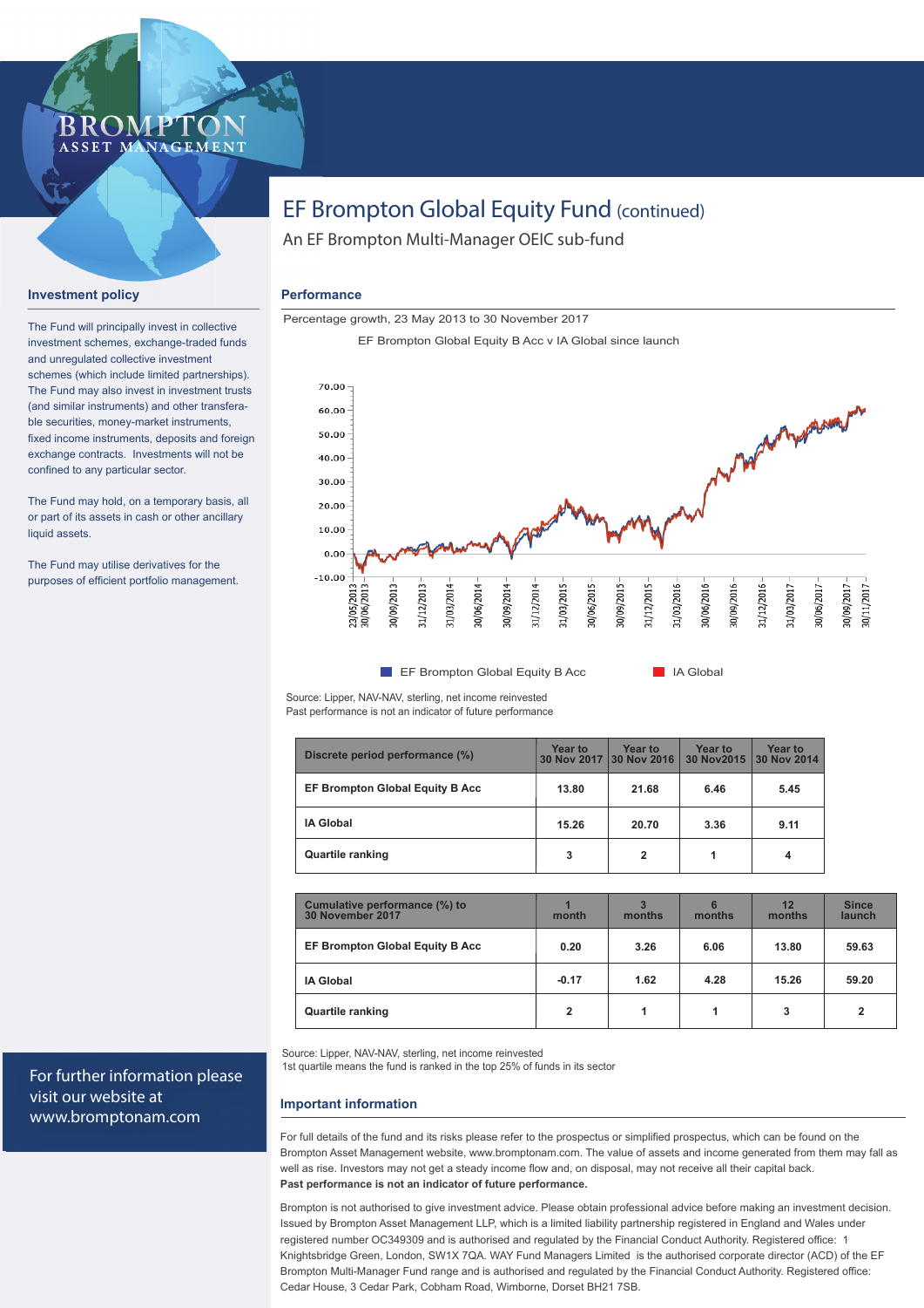BROMPTON
ASSET MANAGEMENT

# EF Brompton Global Equity Fund (continued)

An EF Brompton Multi-Manager OEIC sub-fund

## Investment policy

The Fund will principally invest in collective investment schemes, exchange-traded funds and unregulated collective investment schemes (which include limited partnerships). The Fund may also invest in investment trusts (and similar instruments) and other transferable securities, money-market instruments, fixed income instruments, deposits and foreign exchange contracts. Investments will not be confined to any particular sector.

The Fund may hold, on a temporary basis, all or part of its assets in cash or other ancillary liquid assets.

The Fund may utilise derivatives for the purposes of efficient portfolio management.

## Performance

Percentage growth, 23 May 2013 to 30 November 2017

EF Brompton Global Equity B Acc v IA Global since launch

70.00
60.00
50.00
40.00
30.00
20.00
10.00
0.00
-10.00

23/05/2013 30/06/2013 30/09/2013 31/12/2013 31/03/2014 30/06/2014 30/09/2014 31/12/2014 31/03/2015 30/06/2015 30/09/2015 31/12/2015 31/03/2016 30/06/2016 30/09/2016 31/12/2016 31/03/2017 30/06/2017 30/09/2017 30/11/2017

EF Brompton Global Equity B Acc    IA Global

Source: Lipper, NAV-NAV, sterling, net income reinvested
Past performance is not an indicator of future performance

| Discrete period performance (%) | Year to 30 Nov 2017 | Year to 30 Nov 2016 | Year to 30 Nov2015 | Year to 30 Nov 2014 |
|---|---|---|---|---|
| **EF Brompton Global Equity B Acc** | 13.80 | 21.68 | 6.46 | 5.45 |
| **IA Global** | 15.26 | 20.70 | 3.36 | 9.11 |
| **Quartile ranking** | 3 | 2 | 1 | 4 |

| Cumulative performance (%) to 30 November 2017 | 1 month | 3 months | 6 months | 12 months | Since launch |
|---|---|---|---|---|---|
| **EF Brompton Global Equity B Acc** | 0.20 | 3.26 | 6.06 | 13.80 | 59.63 |
| **IA Global** | -0.17 | 1.62 | 4.28 | 15.26 | 59.20 |
| **Quartile ranking** | 2 | 1 | 1 | 3 | 2 |

Source: Lipper, NAV-NAV, sterling, net income reinvested
1st quartile means the fund is ranked in the top 25% of funds in its sector

For further information please visit our website at www.bromptonam.com

## Important information

For full details of the fund and its risks please refer to the prospectus or simplified prospectus, which can be found on the Brompton Asset Management website, www.bromptonam.com. The value of assets and income generated from them may fall as well as rise. Investors may not get a steady income flow and, on disposal, may not receive all their capital back.
**Past performance is not an indicator of future performance.**

Brompton is not authorised to give investment advice. Please obtain professional advice before making an investment decision. Issued by Brompton Asset Management LLP, which is a limited liability partnership registered in England and Wales under registered number OC349309 and is authorised and regulated by the Financial Conduct Authority. Registered office: 1 Knightsbridge Green, London, SW1X 7QA. WAY Fund Managers Limited is the authorised corporate director (ACD) of the EF Brompton Multi-Manager Fund range and is authorised and regulated by the Financial Conduct Authority. Registered office: Cedar House, 3 Cedar Park, Cobham Road, Wimborne, Dorset BH21 7SB.